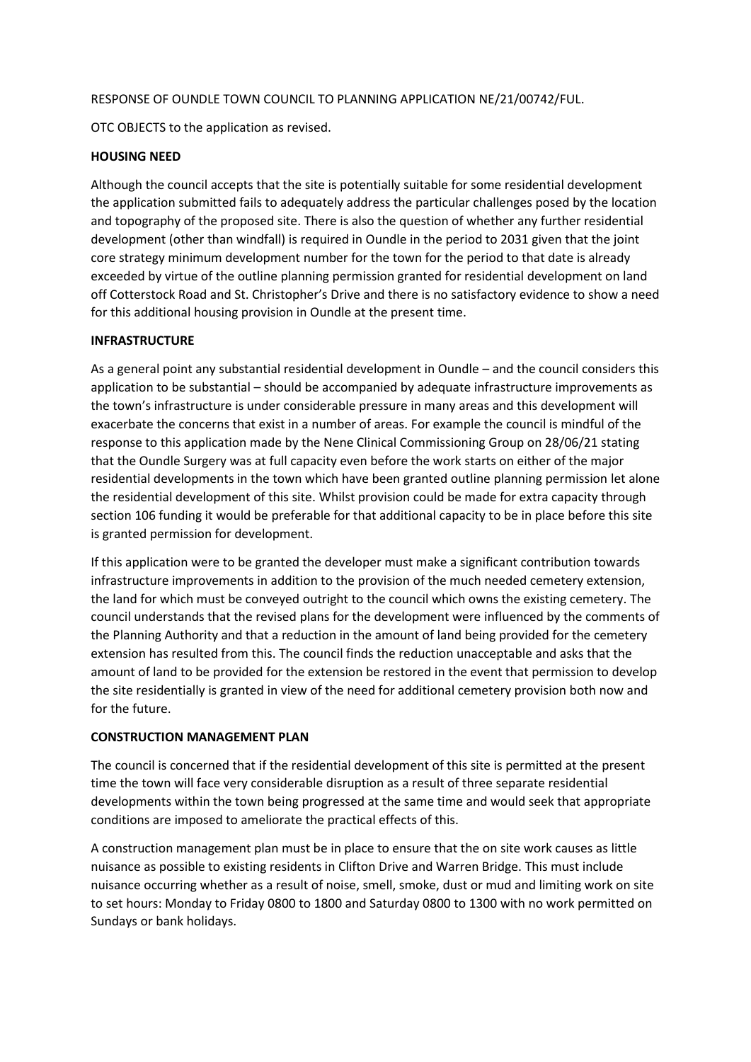RESPONSE OF OUNDLE TOWN COUNCIL TO PLANNING APPLICATION NE/21/00742/FUL.

OTC OBJECTS to the application as revised.

**HOUSING NEED**

Although the council accepts that the site is potentially suitable for some residential development the application submitted fails to adequately address the particular challenges posed by the location and topography of the proposed site. There is also the question of whether any further residential development (other than windfall) is required in Oundle in the period to 2031 given that the joint core strategy minimum development number for the town for the period to that date is already exceeded by virtue of the outline planning permission granted for residential development on land off Cotterstock Road and St. Christopher's Drive and there is no satisfactory evidence to show a need for this additional housing provision in Oundle at the present time.

**INFRASTRUCTURE**

As a general point any substantial residential development in Oundle – and the council considers this application to be substantial – should be accompanied by adequate infrastructure improvements as the town's infrastructure is under considerable pressure in many areas and this development will exacerbate the concerns that exist in a number of areas. For example the council is mindful of the response to this application made by the Nene Clinical Commissioning Group on 28/06/21 stating that the Oundle Surgery was at full capacity even before the work starts on either of the major residential developments in the town which have been granted outline planning permission let alone the residential development of this site. Whilst provision could be made for extra capacity through section 106 funding it would be preferable for that additional capacity to be in place before this site is granted permission for development.

If this application were to be granted the developer must make a significant contribution towards infrastructure improvements in addition to the provision of the much needed cemetery extension, the land for which must be conveyed outright to the council which owns the existing cemetery. The council understands that the revised plans for the development were influenced by the comments of the Planning Authority and that a reduction in the amount of land being provided for the cemetery extension has resulted from this. The council finds the reduction unacceptable and asks that the amount of land to be provided for the extension be restored in the event that permission to develop the site residentially is granted in view of the need for additional cemetery provision both now and for the future.

**CONSTRUCTION MANAGEMENT PLAN**

The council is concerned that if the residential development of this site is permitted at the present time the town will face very considerable disruption as a result of three separate residential developments within the town being progressed at the same time and would seek that appropriate conditions are imposed to ameliorate the practical effects of this.

A construction management plan must be in place to ensure that the on site work causes as little nuisance as possible to existing residents in Clifton Drive and Warren Bridge. This must include nuisance occurring whether as a result of noise, smell, smoke, dust or mud and limiting work on site to set hours: Monday to Friday 0800 to 1800 and Saturday 0800 to 1300 with no work permitted on Sundays or bank holidays.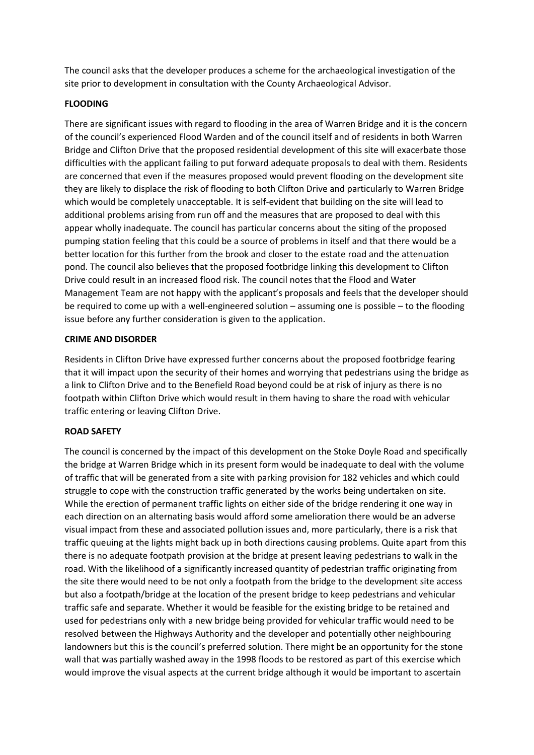The council asks that the developer produces a scheme for the archaeological investigation of the site prior to development in consultation with the County Archaeological Advisor.

**FLOODING**

There are significant issues with regard to flooding in the area of Warren Bridge and it is the concern of the council's experienced Flood Warden and of the council itself and of residents in both Warren Bridge and Clifton Drive that the proposed residential development of this site will exacerbate those difficulties with the applicant failing to put forward adequate proposals to deal with them. Residents are concerned that even if the measures proposed would prevent flooding on the development site they are likely to displace the risk of flooding to both Clifton Drive and particularly to Warren Bridge which would be completely unacceptable. It is self-evident that building on the site will lead to additional problems arising from run off and the measures that are proposed to deal with this appear wholly inadequate. The council has particular concerns about the siting of the proposed pumping station feeling that this could be a source of problems in itself and that there would be a better location for this further from the brook and closer to the estate road and the attenuation pond. The council also believes that the proposed footbridge linking this development to Clifton Drive could result in an increased flood risk. The council notes that the Flood and Water Management Team are not happy with the applicant's proposals and feels that the developer should be required to come up with a well-engineered solution – assuming one is possible – to the flooding issue before any further consideration is given to the application.

**CRIME AND DISORDER**

Residents in Clifton Drive have expressed further concerns about the proposed footbridge fearing that it will impact upon the security of their homes and worrying that pedestrians using the bridge as a link to Clifton Drive and to the Benefield Road beyond could be at risk of injury as there is no footpath within Clifton Drive which would result in them having to share the road with vehicular traffic entering or leaving Clifton Drive.

**ROAD SAFETY**

The council is concerned by the impact of this development on the Stoke Doyle Road and specifically the bridge at Warren Bridge which in its present form would be inadequate to deal with the volume of traffic that will be generated from a site with parking provision for 182 vehicles and which could struggle to cope with the construction traffic generated by the works being undertaken on site. While the erection of permanent traffic lights on either side of the bridge rendering it one way in each direction on an alternating basis would afford some amelioration there would be an adverse visual impact from these and associated pollution issues and, more particularly, there is a risk that traffic queuing at the lights might back up in both directions causing problems. Quite apart from this there is no adequate footpath provision at the bridge at present leaving pedestrians to walk in the road. With the likelihood of a significantly increased quantity of pedestrian traffic originating from the site there would need to be not only a footpath from the bridge to the development site access but also a footpath/bridge at the location of the present bridge to keep pedestrians and vehicular traffic safe and separate. Whether it would be feasible for the existing bridge to be retained and used for pedestrians only with a new bridge being provided for vehicular traffic would need to be resolved between the Highways Authority and the developer and potentially other neighbouring landowners but this is the council's preferred solution. There might be an opportunity for the stone wall that was partially washed away in the 1998 floods to be restored as part of this exercise which would improve the visual aspects at the current bridge although it would be important to ascertain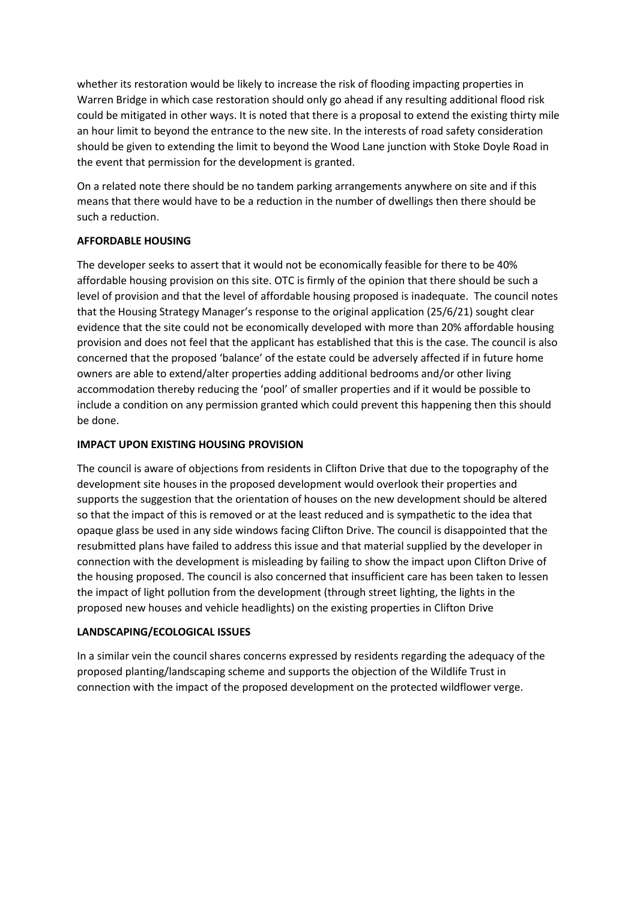whether its restoration would be likely to increase the risk of flooding impacting properties in Warren Bridge in which case restoration should only go ahead if any resulting additional flood risk could be mitigated in other ways. It is noted that there is a proposal to extend the existing thirty mile an hour limit to beyond the entrance to the new site. In the interests of road safety consideration should be given to extending the limit to beyond the Wood Lane junction with Stoke Doyle Road in the event that permission for the development is granted.

On a related note there should be no tandem parking arrangements anywhere on site and if this means that there would have to be a reduction in the number of dwellings then there should be such a reduction.

**AFFORDABLE HOUSING**

The developer seeks to assert that it would not be economically feasible for there to be 40% affordable housing provision on this site. OTC is firmly of the opinion that there should be such a level of provision and that the level of affordable housing proposed is inadequate. The council notes that the Housing Strategy Manager's response to the original application (25/6/21) sought clear evidence that the site could not be economically developed with more than 20% affordable housing provision and does not feel that the applicant has established that this is the case. The council is also concerned that the proposed 'balance' of the estate could be adversely affected if in future home owners are able to extend/alter properties adding additional bedrooms and/or other living accommodation thereby reducing the 'pool' of smaller properties and if it would be possible to include a condition on any permission granted which could prevent this happening then this should be done.

**IMPACT UPON EXISTING HOUSING PROVISION**

The council is aware of objections from residents in Clifton Drive that due to the topography of the development site houses in the proposed development would overlook their properties and supports the suggestion that the orientation of houses on the new development should be altered so that the impact of this is removed or at the least reduced and is sympathetic to the idea that opaque glass be used in any side windows facing Clifton Drive. The council is disappointed that the resubmitted plans have failed to address this issue and that material supplied by the developer in connection with the development is misleading by failing to show the impact upon Clifton Drive of the housing proposed. The council is also concerned that insufficient care has been taken to lessen the impact of light pollution from the development (through street lighting, the lights in the proposed new houses and vehicle headlights) on the existing properties in Clifton Drive

**LANDSCAPING/ECOLOGICAL ISSUES**

In a similar vein the council shares concerns expressed by residents regarding the adequacy of the proposed planting/landscaping scheme and supports the objection of the Wildlife Trust in connection with the impact of the proposed development on the protected wildflower verge.